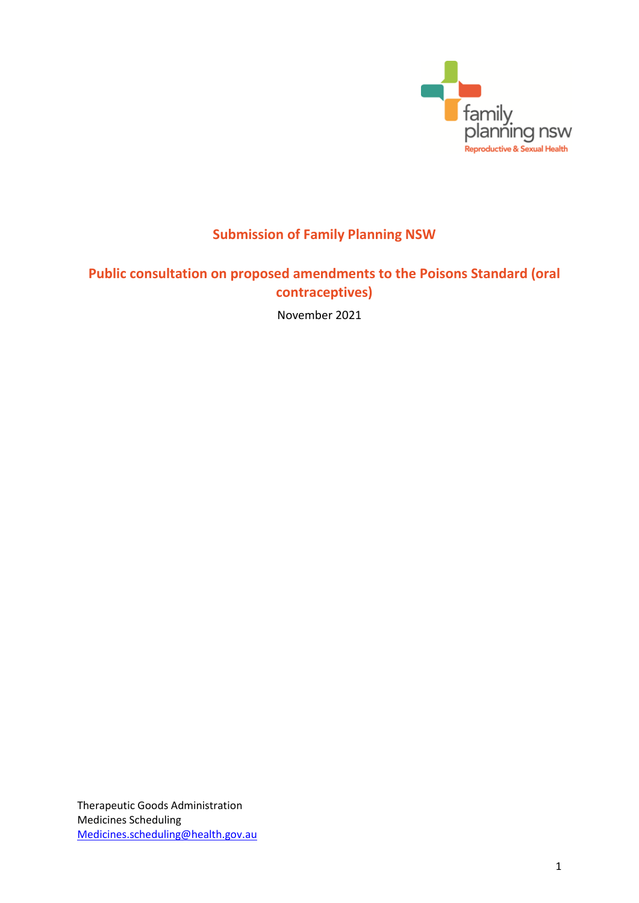# Submission of Family Planning NSW

## Public consultation on proposed amendments to the Poisons Standard (oral contraceptives)

November 2021

Therapeutic Goods Administration
Medicines Scheduling
[Medicines.scheduling@health.gov.au](mailto:Medicines.scheduling@health.gov.au)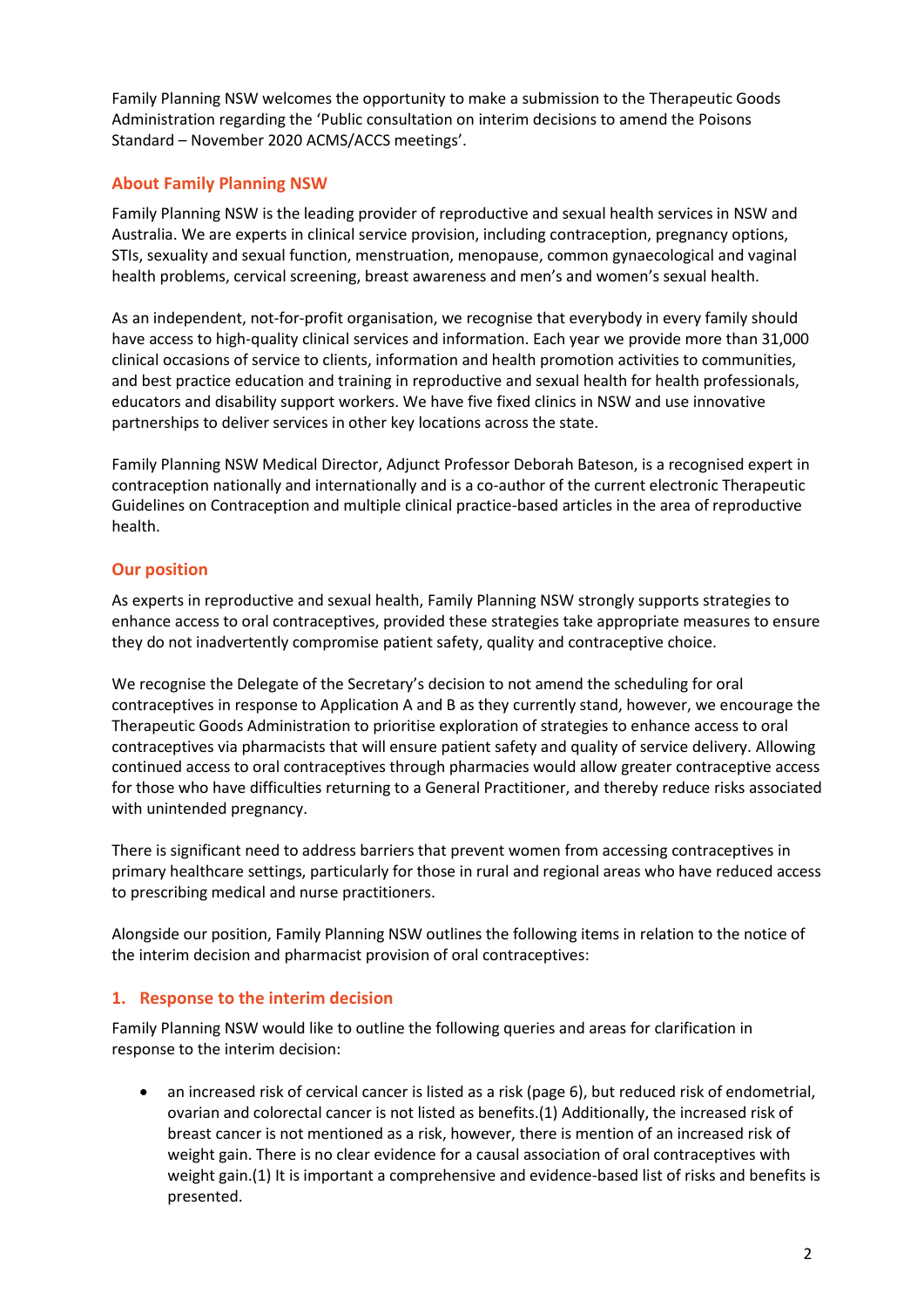Family Planning NSW welcomes the opportunity to make a submission to the Therapeutic Goods Administration regarding the 'Public consultation on interim decisions to amend the Poisons Standard – November 2020 ACMS/ACCS meetings'.

## About Family Planning NSW

Family Planning NSW is the leading provider of reproductive and sexual health services in NSW and Australia. We are experts in clinical service provision, including contraception, pregnancy options, STIs, sexuality and sexual function, menstruation, menopause, common gynaecological and vaginal health problems, cervical screening, breast awareness and men's and women's sexual health.

As an independent, not-for-profit organisation, we recognise that everybody in every family should have access to high-quality clinical services and information. Each year we provide more than 31,000 clinical occasions of service to clients, information and health promotion activities to communities, and best practice education and training in reproductive and sexual health for health professionals, educators and disability support workers. We have five fixed clinics in NSW and use innovative partnerships to deliver services in other key locations across the state.

Family Planning NSW Medical Director, Adjunct Professor Deborah Bateson, is a recognised expert in contraception nationally and internationally and is a co-author of the current electronic Therapeutic Guidelines on Contraception and multiple clinical practice-based articles in the area of reproductive health.

## Our position

As experts in reproductive and sexual health, Family Planning NSW strongly supports strategies to enhance access to oral contraceptives, provided these strategies take appropriate measures to ensure they do not inadvertently compromise patient safety, quality and contraceptive choice.

We recognise the Delegate of the Secretary's decision to not amend the scheduling for oral contraceptives in response to Application A and B as they currently stand, however, we encourage the Therapeutic Goods Administration to prioritise exploration of strategies to enhance access to oral contraceptives via pharmacists that will ensure patient safety and quality of service delivery. Allowing continued access to oral contraceptives through pharmacies would allow greater contraceptive access for those who have difficulties returning to a General Practitioner, and thereby reduce risks associated with unintended pregnancy.

There is significant need to address barriers that prevent women from accessing contraceptives in primary healthcare settings, particularly for those in rural and regional areas who have reduced access to prescribing medical and nurse practitioners.

Alongside our position, Family Planning NSW outlines the following items in relation to the notice of the interim decision and pharmacist provision of oral contraceptives:

## 1. Response to the interim decision

Family Planning NSW would like to outline the following queries and areas for clarification in response to the interim decision:

- an increased risk of cervical cancer is listed as a risk (page 6), but reduced risk of endometrial, ovarian and colorectal cancer is not listed as benefits.(1) Additionally, the increased risk of breast cancer is not mentioned as a risk, however, there is mention of an increased risk of weight gain. There is no clear evidence for a causal association of oral contraceptives with weight gain.(1) It is important a comprehensive and evidence-based list of risks and benefits is presented.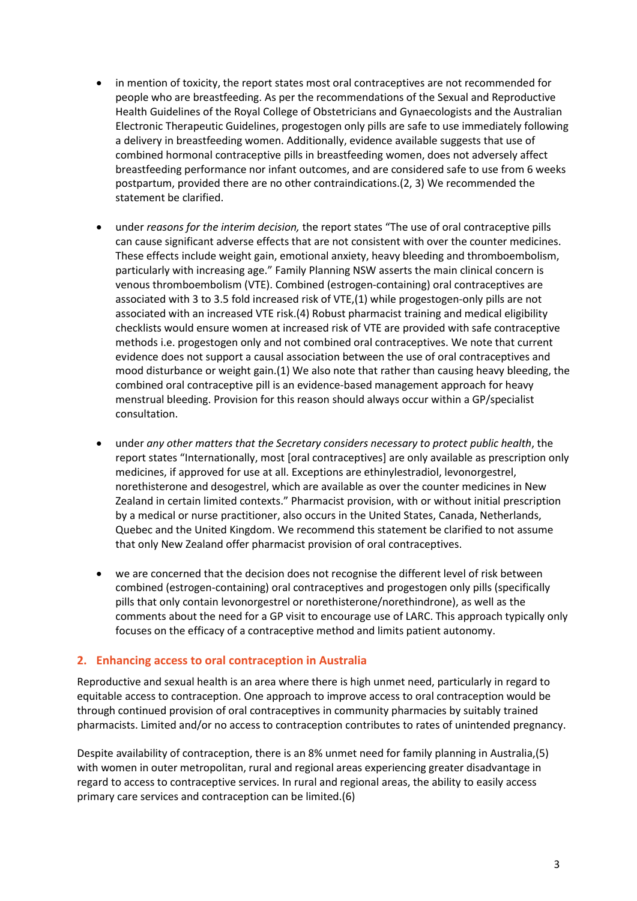- in mention of toxicity, the report states most oral contraceptives are not recommended for people who are breastfeeding. As per the recommendations of the Sexual and Reproductive Health Guidelines of the Royal College of Obstetricians and Gynaecologists and the Australian Electronic Therapeutic Guidelines, progestogen only pills are safe to use immediately following a delivery in breastfeeding women. Additionally, evidence available suggests that use of combined hormonal contraceptive pills in breastfeeding women, does not adversely affect breastfeeding performance nor infant outcomes, and are considered safe to use from 6 weeks postpartum, provided there are no other contraindications.(2, 3) We recommended the statement be clarified.

- under *reasons for the interim decision,* the report states "The use of oral contraceptive pills can cause significant adverse effects that are not consistent with over the counter medicines. These effects include weight gain, emotional anxiety, heavy bleeding and thromboembolism, particularly with increasing age." Family Planning NSW asserts the main clinical concern is venous thromboembolism (VTE). Combined (estrogen-containing) oral contraceptives are associated with 3 to 3.5 fold increased risk of VTE,(1) while progestogen-only pills are not associated with an increased VTE risk.(4) Robust pharmacist training and medical eligibility checklists would ensure women at increased risk of VTE are provided with safe contraceptive methods i.e. progestogen only and not combined oral contraceptives. We note that current evidence does not support a causal association between the use of oral contraceptives and mood disturbance or weight gain.(1) We also note that rather than causing heavy bleeding, the combined oral contraceptive pill is an evidence-based management approach for heavy menstrual bleeding. Provision for this reason should always occur within a GP/specialist consultation.

- under *any other matters that the Secretary considers necessary to protect public health*, the report states "Internationally, most [oral contraceptives] are only available as prescription only medicines, if approved for use at all. Exceptions are ethinylestradiol, levonorgestrel, norethisterone and desogestrel, which are available as over the counter medicines in New Zealand in certain limited contexts." Pharmacist provision, with or without initial prescription by a medical or nurse practitioner, also occurs in the United States, Canada, Netherlands, Quebec and the United Kingdom. We recommend this statement be clarified to not assume that only New Zealand offer pharmacist provision of oral contraceptives.

- we are concerned that the decision does not recognise the different level of risk between combined (estrogen-containing) oral contraceptives and progestogen only pills (specifically pills that only contain levonorgestrel or norethisterone/norethindrone), as well as the comments about the need for a GP visit to encourage use of LARC. This approach typically only focuses on the efficacy of a contraceptive method and limits patient autonomy.

## 2. Enhancing access to oral contraception in Australia

Reproductive and sexual health is an area where there is high unmet need, particularly in regard to equitable access to contraception. One approach to improve access to oral contraception would be through continued provision of oral contraceptives in community pharmacies by suitably trained pharmacists. Limited and/or no access to contraception contributes to rates of unintended pregnancy.

Despite availability of contraception, there is an 8% unmet need for family planning in Australia,(5) with women in outer metropolitan, rural and regional areas experiencing greater disadvantage in regard to access to contraceptive services. In rural and regional areas, the ability to easily access primary care services and contraception can be limited.(6)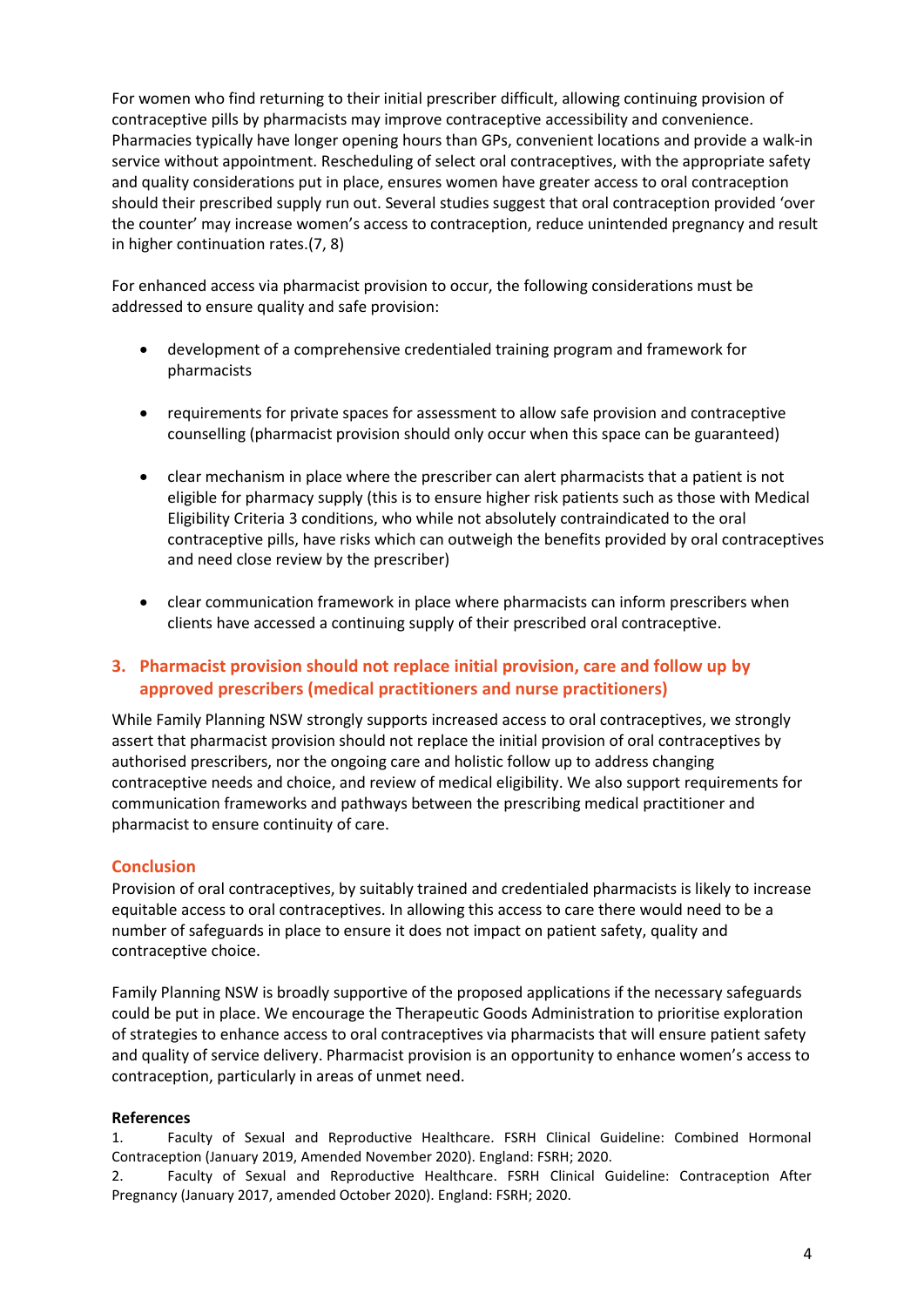For women who find returning to their initial prescriber difficult, allowing continuing provision of contraceptive pills by pharmacists may improve contraceptive accessibility and convenience. Pharmacies typically have longer opening hours than GPs, convenient locations and provide a walk-in service without appointment. Rescheduling of select oral contraceptives, with the appropriate safety and quality considerations put in place, ensures women have greater access to oral contraception should their prescribed supply run out. Several studies suggest that oral contraception provided 'over the counter' may increase women's access to contraception, reduce unintended pregnancy and result in higher continuation rates.(7, 8)

For enhanced access via pharmacist provision to occur, the following considerations must be addressed to ensure quality and safe provision:

- development of a comprehensive credentialed training program and framework for pharmacists
- requirements for private spaces for assessment to allow safe provision and contraceptive counselling (pharmacist provision should only occur when this space can be guaranteed)
- clear mechanism in place where the prescriber can alert pharmacists that a patient is not eligible for pharmacy supply (this is to ensure higher risk patients such as those with Medical Eligibility Criteria 3 conditions, who while not absolutely contraindicated to the oral contraceptive pills, have risks which can outweigh the benefits provided by oral contraceptives and need close review by the prescriber)
- clear communication framework in place where pharmacists can inform prescribers when clients have accessed a continuing supply of their prescribed oral contraceptive.

## 3. Pharmacist provision should not replace initial provision, care and follow up by approved prescribers (medical practitioners and nurse practitioners)

While Family Planning NSW strongly supports increased access to oral contraceptives, we strongly assert that pharmacist provision should not replace the initial provision of oral contraceptives by authorised prescribers, nor the ongoing care and holistic follow up to address changing contraceptive needs and choice, and review of medical eligibility. We also support requirements for communication frameworks and pathways between the prescribing medical practitioner and pharmacist to ensure continuity of care.

## Conclusion

Provision of oral contraceptives, by suitably trained and credentialed pharmacists is likely to increase equitable access to oral contraceptives. In allowing this access to care there would need to be a number of safeguards in place to ensure it does not impact on patient safety, quality and contraceptive choice.

Family Planning NSW is broadly supportive of the proposed applications if the necessary safeguards could be put in place. We encourage the Therapeutic Goods Administration to prioritise exploration of strategies to enhance access to oral contraceptives via pharmacists that will ensure patient safety and quality of service delivery. Pharmacist provision is an opportunity to enhance women's access to contraception, particularly in areas of unmet need.

**References**

1. Faculty of Sexual and Reproductive Healthcare. FSRH Clinical Guideline: Combined Hormonal Contraception (January 2019, Amended November 2020). England: FSRH; 2020.
2. Faculty of Sexual and Reproductive Healthcare. FSRH Clinical Guideline: Contraception After Pregnancy (January 2017, amended October 2020). England: FSRH; 2020.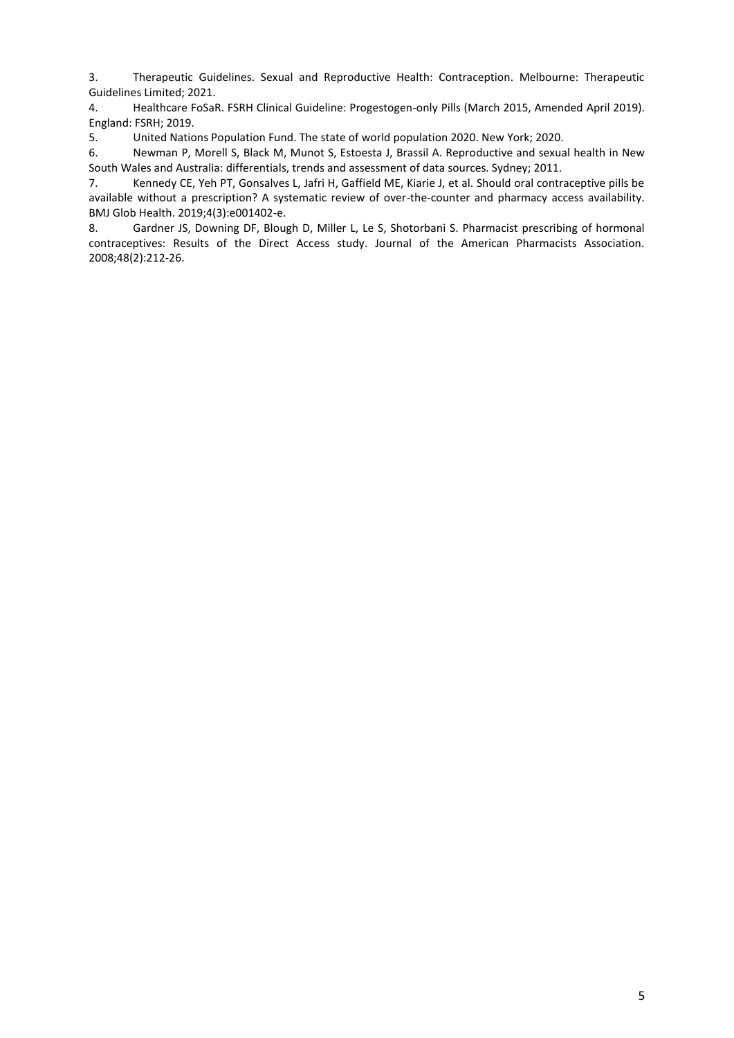3. Therapeutic Guidelines. Sexual and Reproductive Health: Contraception. Melbourne: Therapeutic Guidelines Limited; 2021.
4. Healthcare FoSaR. FSRH Clinical Guideline: Progestogen-only Pills (March 2015, Amended April 2019). England: FSRH; 2019.
5. United Nations Population Fund. The state of world population 2020. New York; 2020.
6. Newman P, Morell S, Black M, Munot S, Estoesta J, Brassil A. Reproductive and sexual health in New South Wales and Australia: differentials, trends and assessment of data sources. Sydney; 2011.
7. Kennedy CE, Yeh PT, Gonsalves L, Jafri H, Gaffield ME, Kiarie J, et al. Should oral contraceptive pills be available without a prescription? A systematic review of over-the-counter and pharmacy access availability. BMJ Glob Health. 2019;4(3):e001402-e.
8. Gardner JS, Downing DF, Blough D, Miller L, Le S, Shotorbani S. Pharmacist prescribing of hormonal contraceptives: Results of the Direct Access study. Journal of the American Pharmacists Association. 2008;48(2):212-26.